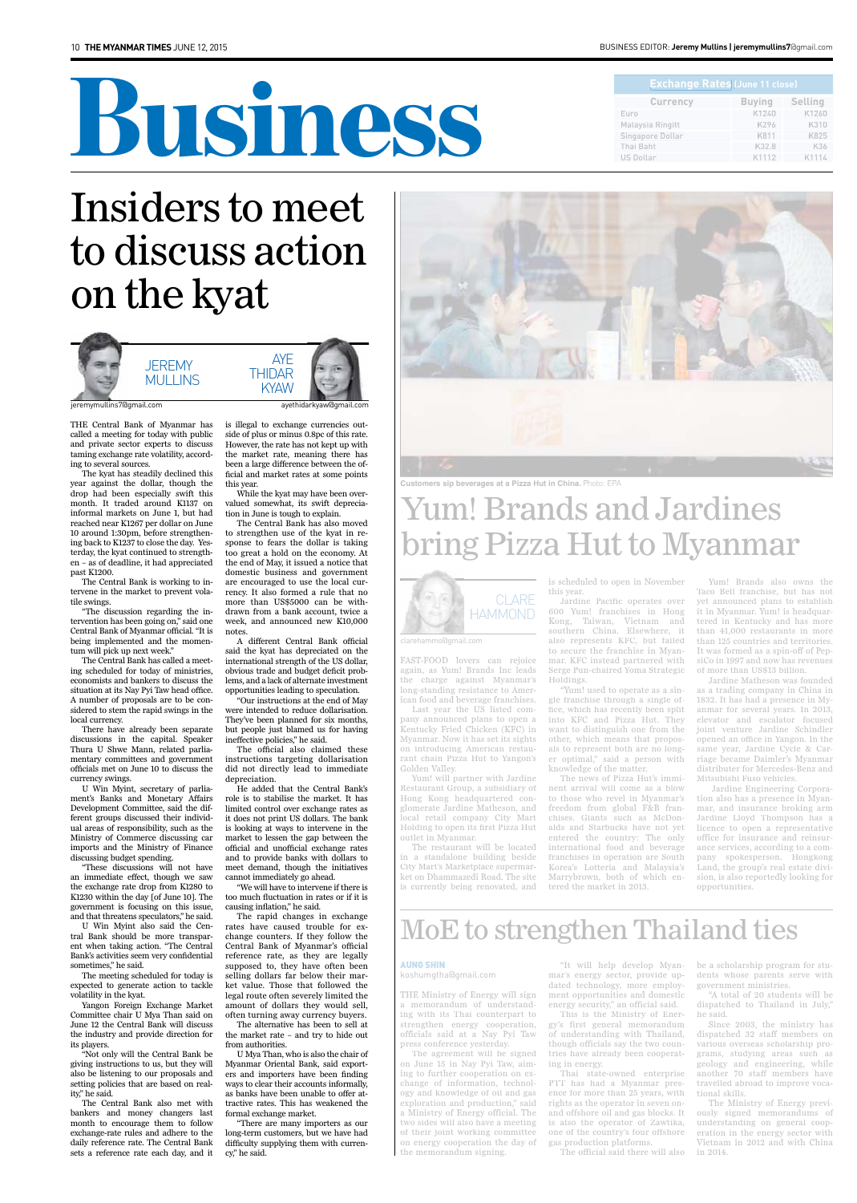# Business

## Exchange Rates (June 11 close)

| Currency | Buying | Selling |
|---|---|---|
| Euro | K1240 | K1260 |
| Malaysia Ringitt | K296 | K310 |
| Singapore Dollar | K811 | K825 |
| Thai Baht | K32.8 | K36 |
| US Dollar | K1112 | K1114 |

# Insiders to meet to discuss action on the kyat

JEREMY MULLINS
jeremymullins7@gmail.com

AYE THIDAR KYAW
ayethidarkyaw@gmail.com

THE Central Bank of Myanmar has called a meeting for today with public and private sector experts to discuss taming exchange rate volatility, according to several sources.

The kyat has steadily declined this year against the dollar, though the drop had been especially swift this month. It traded around K1137 on informal markets on June 1, but had reached near K1267 per dollar on June 10 around 1:30pm, before strengthening back to K1237 to close the day. Yesterday, the kyat continued to strengthen – as of deadline, it had appreciated past K1200.

The Central Bank is working to intervene in the market to prevent volatile swings.

"The discussion regarding the intervention has been going on," said one Central Bank of Myanmar official. "It is being implemented and the momentum will pick up next week."

The Central Bank has called a meeting scheduled for today of ministries, economists and bankers to discuss the situation at its Nay Pyi Taw head office. A number of proposals are to be considered to stem the rapid swings in the local currency.

There have already been separate discussions in the capital. Speaker Thura U Shwe Mann, related parliamentary committees and government officials met on June 10 to discuss the currency swings.

U Win Myint, secretary of parliament's Banks and Monetary Affairs Development Committee, said the different groups discussed their individual areas of responsibility, such as the Ministry of Commerce discussing car imports and the Ministry of Finance discussing budget spending.

"These discussions will not have an immediate effect, though we saw the exchange rate drop from K1280 to K1230 within the day [of June 10]. The government is focusing on this issue, and that threatens speculators," he said.

U Win Myint also said the Central Bank should be more transparent when taking action. "The Central Bank's activities seem very confidential sometimes," he said.

The meeting scheduled for today is expected to generate action to tackle volatility in the kyat.

Yangon Foreign Exchange Market Committee chair U Mya Than said on June 12 the Central Bank will discuss the industry and provide direction for its players.

"Not only will the Central Bank be giving instructions to us, but they will also be listening to our proposals and setting policies that are based on reality," he said.

The Central Bank also met with bankers and money changers last month to encourage them to follow exchange-rate rules and adhere to the daily reference rate. The Central Bank sets a reference rate each day, and it is illegal to exchange currencies outside of plus or minus 0.8pc of this rate. However, the rate has not kept up with the market rate, meaning there has been a large difference between the official and market rates at some points this year.

While the kyat may have been overvalued somewhat, its swift depreciation in June is tough to explain.

The Central Bank has also moved to strengthen use of the kyat in response to fears the dollar is taking too great a hold on the economy. At the end of May, it issued a notice that domestic business and government are encouraged to use the local currency. It also formed a rule that no more than US$5000 can be withdrawn from a bank account, twice a week, and announced new K10,000 notes.

A different Central Bank official said the kyat has depreciated on the international strength of the US dollar, obvious trade and budget deficit problems, and a lack of alternate investment opportunities leading to speculation.

"Our instructions at the end of May were intended to reduce dollarisation. They've been planned for six months, but people just blamed us for having ineffective policies," he said.

The official also claimed these instructions targeting dollarisation did not directly lead to immediate depreciation.

He added that the Central Bank's role is to stabilise the market. It has limited control over exchange rates as it does not print US dollars. The bank is looking at ways to intervene in the market to lessen the gap between the official and unofficial exchange rates and to provide banks with dollars to meet demand, though the initiatives cannot immediately go ahead.

"We will have to intervene if there is too much fluctuation in rates or if it is causing inflation," he said.

The rapid changes in exchange rates have caused trouble for exchange counters. If they follow the Central Bank of Myanmar's official reference rate, as they are legally supposed to, they have often been selling dollars far below their market value. Those that followed the legal route often severely limited the amount of dollars they would sell, often turning away currency buyers.

The alternative has been to sell at the market rate – and try to hide out from authorities.

U Mya Than, who is also the chair of Myanmar Oriental Bank, said exporters and importers have been finding ways to clear their accounts informally, as banks have been unable to offer attractive rates. This has weakened the formal exchange market.

"There are many importers as our long-term customers, but we have had difficulty supplying them with currency," he said.

Customers sip beverages at a Pizza Hut in China. Photo: EPA

# Yum! Brands and Jardines bring Pizza Hut to Myanmar

CLARE HAMMOND
clarehammond@gmail.com

FAST-FOOD lovers can rejoice again, as Yum! Brands Inc leads the charge against Myanmar's long-standing resistance to American food and beverage franchises.

Last year the US listed company announced plans to open a Kentucky Fried Chicken (KFC) in Myanmar. Now it has set its sights on introducing American restaurant chain Pizza Hut to Yangon's Golden Valley.

Yum! will partner with Jardine Restaurant Group, a subsidiary of Hong Kong headquartered conglomerate Jardine Matheson, and local retail company City Mart Holding to open its first Pizza Hut outlet in Myanmar.

The restaurant will be located in a standalone building beside City Mart's Marketplace supermarket on Dhammazedi Road. The site is currently being renovated, and is scheduled to open in November this year.

Jardine Pacific operates over 600 Yum! franchises in Hong Kong, Taiwan, Vietnam and southern China. Elsewhere, it also represents KFC, but failed to secure the franchise in Myanmar. KFC instead partnered with Serge Pun-chaired Yoma Strategic Holdings.

"Yum! used to operate as a single franchise through a single office, which has recently been split into KFC and Pizza Hut. They want to distinguish one from the other, which means that proposals to represent both are no longer optimal," said a person with knowledge of the matter.

The news of Pizza Hut's imminent arrival will come as a blow to those who revel in Myanmar's freedom from global F&B franchises. Giants such as McDonalds and Starbucks have not yet entered the country: The only international food and beverage franchises in operation are South Korea's Lotteria and Malaysia's Marrybrown, both of which entered the market in 2013.

Yum! Brands also owns the Taco Bell franchise, but has not yet announced plans to establish it in Myanmar. Yum! is headquartered in Kentucky and has more than 41,000 restaurants in more than 125 countries and territories. It was formed as a spin-off of PepsiCo in 1997 and now has revenues of more than US$13 billion.

Jardine Matheson was founded as a trading company in China in 1832. It has had a presence in Myanmar for several years. In 2013, elevator and escalator focused joint venture Jardine Schindler opened an office in Yangon. In the same year, Jardine Cycle & Carriage became Daimler's Myanmar distributor for Mercedes-Benz and Mitsubishi Fuso vehicles.

Jardine Engineering Corporation also has a presence in Myanmar, and insurance broking arm Jardine Lloyd Thompson has a licence to open a representative office for insurance and reinsurance services, according to a company spokesperson. Hongkong Land, the group's real estate division, is also reportedly looking for opportunities.

# MoE to strengthen Thailand ties

AUNG SHIN
koshumgtha@gmail.com

THE Ministry of Energy will sign a memorandum of understanding with its Thai counterpart to strengthen energy cooperation, officials said at a Nay Pyi Taw press conference yesterday.

The agreement will be signed on June 15 in Nay Pyi Taw, aiming to further cooperation on exchange of information, technology and knowledge of oil and gas exploration and production," said a Ministry of Energy official. The two sides will also have a meeting of their joint working committee on energy cooperation the day of the memorandum signing.

"It will help develop Myanmar's energy sector, provide updated technology, more employment opportunities and domestic energy security," an official said.

This is the Ministry of Energy's first general memorandum of understanding with Thailand, though officials say the two countries have already been cooperating in energy.

Thai state-owned enterprise PTT has had a Myanmar presence for more than 25 years, with rights as the operator in seven onand offshore oil and gas blocks. It is also the operator of Zawtika, one of the country's four offshore gas production platforms.

The official said there will also be a scholarship program for students whose parents serve with government ministries.

"A total of 20 students will be dispatched to Thailand in July," he said.

Since 2003, the ministry has dispatched 32 staff members on various overseas scholarship programs, studying areas such as geology and engineering, while another 70 staff members have travelled abroad to improve vocational skills.

The Ministry of Energy previously signed memorandums of understanding on general cooperation in the energy sector with Vietnam in 2012 and with China in 2014.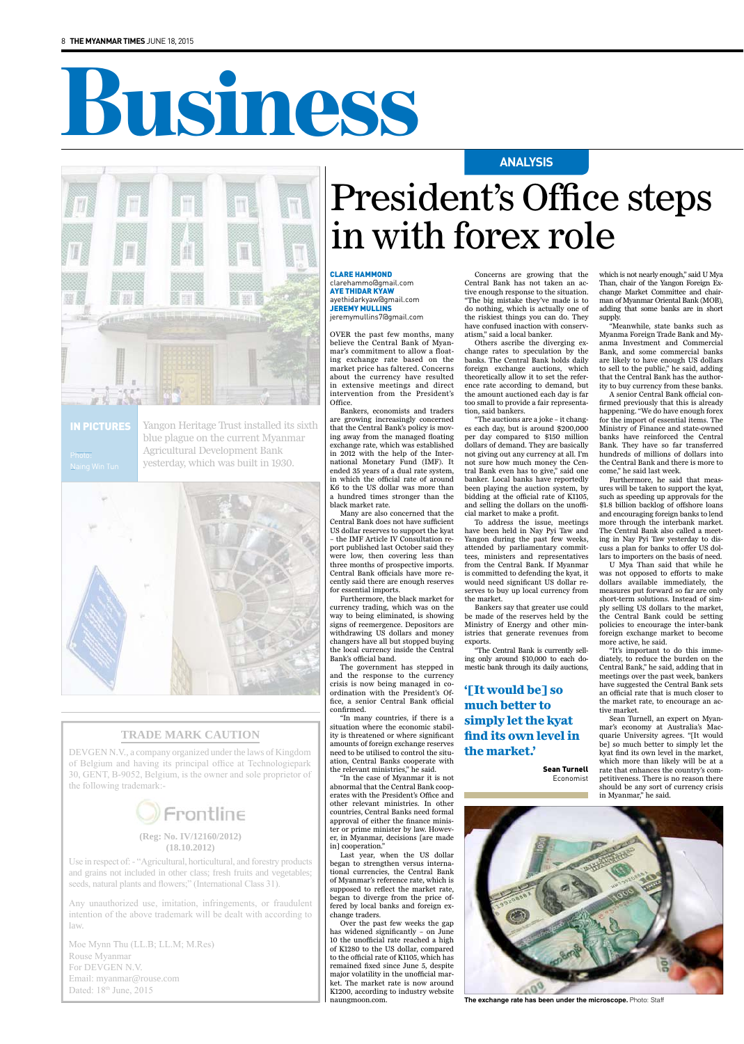# Business

## IN PICTURES

Photo: Naing Win Tun

Yangon Heritage Trust installed its sixth blue plaque on the current Myanmar Agricultural Development Bank yesterday, which was built in 1930.

### TRADE MARK CAUTION

DEVGEN N.V., a company organized under the laws of Kingdom of Belgium and having its principal office at Technologiepark 30, GENT, B-9052, Belgium, is the owner and sole proprietor of the following trademark:-

Frontline

(Reg: No. IV/12160/2012)
(18.10.2012)

Use in respect of: - "Agricultural, horticultural, and forestry products and grains not included in other class; fresh fruits and vegetables; seeds, natural plants and flowers;" (International Class 31).

Any unauthorized use, imitation, infringements, or fraudulent intention of the above trademark will be dealt with according to law.

Moe Mynn Thu (LL.B; LL.M; M.Res)
Rouse Myanmar
For DEVGEN N.V.
Email: myanmar@rouse.com
Dated: 18th June, 2015

ANALYSIS

# President's Office steps in with forex role

**CLARE HAMMOND**
clarehammo@gmail.com
**AYE THIDAR KYAW**
ayethidarkyaw@gmail.com
**JEREMY MULLINS**
jeremymullins7@gmail.com

OVER the past few months, many believe the Central Bank of Myanmar's commitment to allow a floating exchange rate based on the market price has faltered. Concerns about the currency have resulted in extensive meetings and direct intervention from the President's Office.

Bankers, economists and traders are growing increasingly concerned that the Central Bank's policy is moving away from the managed floating exchange rate, which was established in 2012 with the help of the International Monetary Fund (IMF). It ended 35 years of a dual rate system, in which the official rate of around K6 to the US dollar was more than a hundred times stronger than the black market rate.

Many are also concerned that the Central Bank does not have sufficient US dollar reserves to support the kyat – the IMF Article IV Consultation report published last October said they were low, then covering less than three months of prospective imports. Central Bank officials have more recently said there are enough reserves for essential imports.

Furthermore, the black market for currency trading, which was on the way to being eliminated, is showing signs of reemergence. Depositors are withdrawing US dollars and money changers have all but stopped buying the local currency inside the Central Bank's official band.

The government has stepped in and the response to the currency crisis is now being managed in coordination with the President's Office, a senior Central Bank official confirmed.

"In many countries, if there is a situation where the economic stability is threatened or where significant amounts of foreign exchange reserves need to be utilised to control the situation, Central Banks cooperate with the relevant ministries," he said.

"In the case of Myanmar it is not abnormal that the Central Bank cooperates with the President's Office and other relevant ministries. In other countries, Central Banks need formal approval of either the finance minister or prime minister by law. However, in Myanmar, decisions [are made in] cooperation."

Last year, when the US dollar began to strengthen versus international currencies, the Central Bank of Myanmar's reference rate, which is supposed to reflect the market rate, began to diverge from the price offered by local banks and foreign exchange traders.

Over the past few weeks the gap has widened significantly – on June 10 the unofficial rate reached a high of K1280 to the US dollar, compared to the official rate of K1105, which has remained fixed since June 5, despite major volatility in the unofficial market. The market rate is now around K1200, according to industry website naungmoon.com.

Concerns are growing that the Central Bank has not taken an active enough response to the situation. "The big mistake they've made is to do nothing, which is actually one of the riskiest things you can do. They have confused inaction with conservatism," said a local banker.

Others ascribe the diverging exchange rates to speculation by the banks. The Central Bank holds daily foreign exchange auctions, which theoretically allow it to set the reference rate according to demand, but the amount auctioned each day is far too small to provide a fair representation, said bankers.

"The auctions are a joke – it changes each day, but is around $200,000 per day compared to $150 million dollars of demand. They are basically not giving out any currency at all. I'm not sure how much money the Central Bank even has to give," said one banker. Local banks have reportedly been playing the auction system, by bidding at the official rate of K1105, and selling the dollars on the unofficial market to make a profit.

To address the issue, meetings have been held in Nay Pyi Taw and Yangon during the past few weeks, attended by parliamentary committees, ministers and representatives from the Central Bank. If Myanmar is committed to defending the kyat, it would need significant US dollar reserves to buy up local currency from the market.

Bankers say that greater use could be made of the reserves held by the Ministry of Energy and other ministries that generate revenues from exports.

"The Central Bank is currently selling only around $10,000 to each domestic bank through its daily auctions, which is not nearly enough," said U Mya Than, chair of the Yangon Foreign Exchange Market Committee and chairman of Myanmar Oriental Bank (MOB), adding that some banks are in short supply.

"Meanwhile, state banks such as Myanma Foreign Trade Bank and Myanma Investment and Commercial Bank, and some commercial banks are likely to have enough US dollars to sell to the public," he said, adding that the Central Bank has the authority to buy currency from these banks.

A senior Central Bank official confirmed previously that this is already happening. "We do have enough foreign for the import of essential items. The Ministry of Finance and state-owned banks have reinforced the Central Bank. They have so far transferred hundreds of millions of dollars into the Central Bank and there is more to come," he said last week.

Furthermore, he said that measures will be taken to support the kyat, such as speeding up approvals for the $1.8 billion backlog of offshore loans and encouraging foreign banks to lend more through the interbank market. The Central Bank also called a meeting in Nay Pyi Taw yesterday to discuss a plan for banks to offer US dollars to importers on the basis of need.

U Mya Than said that while he was not opposed to efforts to make dollars available immediately, the measures put forward so far are only short-term solutions. Instead of simply selling US dollars to the market, the Central Bank could be setting policies to encourage the inter-bank foreign exchange market to become more active, he said.

"It's important to do this immediately, to reduce the burden on the Central Bank," he said, adding that in meetings over the past week, bankers have suggested the Central Bank sets an official rate that is much closer to the market rate, to encourage an active market.

Sean Turnell, an expert on Myanmar's economy at Australia's Macquarie University agrees. "[It would be] so much better to simply let the kyat find its own level in the market, which more than likely will be at a rate that enhances the country's competitiveness. There is no reason there should be any sort of currency crisis in Myanmar," he said.

> **'[It would be] so much better to simply let the kyat find its own level in the market.'**
>
> **Sean Turnell**
> Economist

**The exchange rate has been under the microscope.** Photo: Staff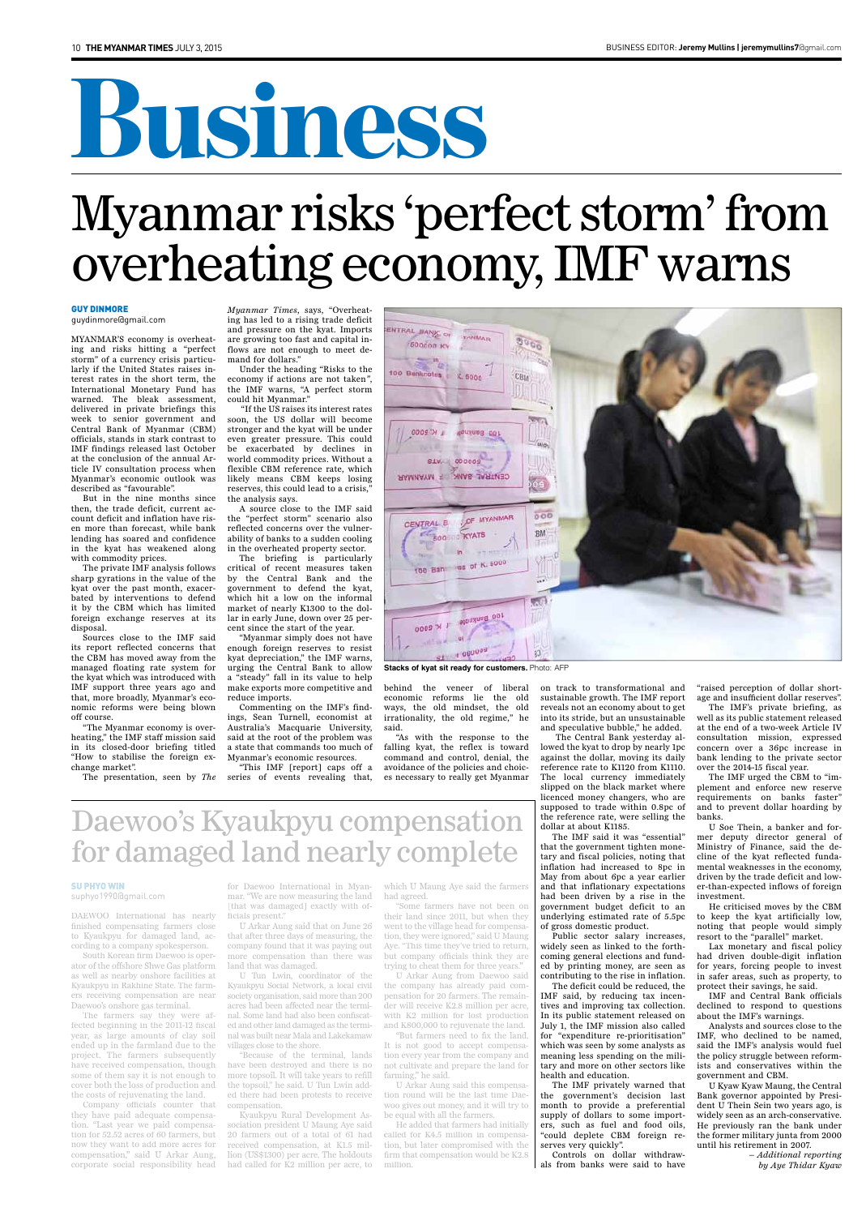# Business

# Myanmar risks 'perfect storm' from overheating economy, IMF warns

**GUY DINMORE**
guydinmore@gmail.com

MYANMAR'S economy is overheating and risks hitting a "perfect storm" of a currency crisis particularly if the United States raises interest rates in the short term, the International Monetary Fund has warned. The bleak assessment, delivered in private briefings this week to senior government and Central Bank of Myanmar (CBM) officials, stands in stark contrast to IMF findings released last October at the conclusion of the annual Article IV consultation process when Myanmar's economic outlook was described as "favourable".

But in the nine months since then, the trade deficit, current account deficit and inflation have risen more than forecast, while bank lending has soared and confidence in the kyat has weakened along with commodity prices.

The private IMF analysis follows sharp gyrations in the value of the kyat over the past month, exacerbated by interventions to defend it by the CBM which has limited foreign exchange reserves at its disposal.

Sources close to the IMF said its report reflected concerns that the CBM has moved away from the managed floating rate system for the kyat which was introduced with IMF support three years ago and that, more broadly, Myanmar's economic reforms were being blown off course.

"The Myanmar economy is overheating," the IMF staff mission said in its closed-door briefing titled "How to stabilise the foreign exchange market".

The presentation, seen by *The Myanmar Times*, says, "Overheating has led to a rising trade deficit and pressure on the kyat. Imports are growing too fast and capital inflows are not enough to meet demand for dollars."

Under the heading "Risks to the economy if actions are not taken", the IMF warns, "A perfect storm could hit Myanmar."

"If the US raises its interest rates soon, the US dollar will become stronger and the kyat will be under even greater pressure. This could be exacerbated by declines in world commodity prices. Without a flexible CBM reference rate, which likely means CBM keeps losing reserves, this could lead to a crisis," the analysis says.

A source close to the IMF said the "perfect storm" scenario also reflected concerns over the vulnerability of banks to a sudden cooling in the overheated property sector.

The briefing is particularly critical of recent measures taken by the Central Bank and the government to defend the kyat, which hit a low on the informal market of nearly K1300 to the dollar in early June, down over 25 percent since the start of the year.

"Myanmar simply does not have enough foreign reserves to resist kyat depreciation," the IMF warns, urging the Central Bank to allow a "steady" fall in its value to help make exports more competitive and reduce imports.

Commenting on the IMF's findings, Sean Turnell, economist at Australia's Macquarie University, said at the root of the problem was a state that commands too much of Myanmar's economic resources.

"This IMF [report] caps off a series of events revealing that, behind the veneer of liberal economic reforms lie the old ways, the old mindset, the old irrationality, the old regime," he said.

"As with the response to the falling kyat, the reflex is toward command and control, denial, the avoidance of the policies and choices necessary to really get Myanmar on track to transformational and sustainable growth. The IMF report reveals not an economy about to get into its stride, but an unsustainable and speculative bubble," he added.

The Central Bank yesterday allowed the kyat to drop by nearly 1pc against the dollar, moving its daily reference rate to K1120 from K1110. The local currency immediately slipped on the black market where licenced money changers, who are supposed to trade within 0.8pc of the reference rate, were selling the dollar at about K1185.

The IMF said it was "essential" that the government tighten monetary and fiscal policies, noting that inflation had increased to 8pc in May from about 6pc a year earlier and that inflationary expectations had been driven by a rise in the government budget deficit to an underlying estimated rate of 5.5pc of gross domestic product.

Public sector salary increases, widely seen as linked to the forthcoming general elections and funded by printing money, are seen as contributing to the rise in inflation.

The deficit could be reduced, the IMF said, by reducing tax incentives and improving tax collection. In its public statement released on July 1, the IMF mission also called for "expenditure re-prioritisation" which was seen by some analysts as meaning less spending on the military and more on other sectors like health and education.

The IMF privately warned that the government's decision last month to provide a preferential supply of dollars to some importers, such as fuel and food oils, "could deplete CBM foreign reserves very quickly".

Controls on dollar withdrawals from banks were said to have "raised perception of dollar shortage and insufficient dollar reserves".

The IMF's private briefing, as well as its public statement released at the end of a two-week Article IV consultation mission, expressed concern over a 36pc increase in bank lending to the private sector over the 2014-15 fiscal year.

The IMF urged the CBM to "implement and enforce new reserve requirements on banks faster" and to prevent dollar hoarding by banks.

U Soe Thein, a banker and former deputy director general of Ministry of Finance, said the decline of the kyat reflected fundamental weaknesses in the economy, driven by the trade deficit and lower-than-expected inflows of foreign investment.

He criticised moves by the CBM to keep the kyat artificially low, noting that people would simply resort to the "parallel" market.

Lax monetary and fiscal policy had driven double-digit inflation for years, forcing people to invest in safer areas, such as property, to protect their savings, he said.

IMF and Central Bank officials declined to respond to questions about the IMF's warnings.

Analysts and sources close to the IMF, who declined to be named, said the IMF's analysis would fuel the policy struggle between reformists and conservatives within the government and CBM.

U Kyaw Kyaw Maung, the Central Bank governor appointed by President U Thein Sein two years ago, is widely seen as an arch-conservative. He previously ran the bank under the former military junta from 2000 until his retirement in 2007.

*– Additional reporting by Aye Thidar Kyaw*

**Stacks of kyat sit ready for customers.** Photo: AFP

# Daewoo's Kyaukpyu compensation for damaged land nearly complete

**SU PHYO WIN**
suphyo1990@gmail.com

DAEWOO International has nearly finished compensating farmers close to Kyaukpyu for damaged land, according to a company spokesperson.

South Korean firm Daewoo is operator of the offshore Shwe Gas platform as well as nearby onshore facilities at Kyaukpyu in Rakhine State. The farmers receiving compensation are near Daewoo's onshore gas terminal.

The farmers say they were affected beginning in the 2011-12 fiscal year, as large amounts of clay soil ended up in the farmland due to the project. The farmers subsequently have received compensation, though some of them say it is not enough to cover both the loss of production and the costs of rejuvenating the land.

Company officials counter that they have paid adequate compensation. "Last year we paid compensation for 52.52 acres of 60 farmers, but now they want to add more acres for compensation," said U Arkar Aung, corporate social responsibility head for Daewoo International in Myanmar. "We are now measuring the land [that was damaged] exactly with officials present."

U Arkar Aung said that on June 26 that after three days of measuring, the company found that it was paying out more compensation than there was land that was damaged.

U Tun Lwin, coordinator of the Kyaukpyu Social Network, a local civil society organisation, said more than 200 acres had been affected near the terminal. Some land had also been confiscated and other land damaged as the terminal was built near Mala and Lakekamaw villages close to the shore.

"Because of the terminal, lands have been destroyed and there is no more topsoil. It will take years to refill the topsoil," he said. U Tun Lwin added there had been protests to receive compensation.

Kyaukpyu Rural Development Association president U Maung Aye said 20 farmers out of a total of 61 had received compensation, at K1.5 million (US$1300) per acre. The holdouts had called for K2 million per acre, to which U Maung Aye said the farmers had agreed.

"Some farmers have not been on their land since 2011, but when they went to the village head for compensation, they were ignored," said U Maung Aye. "This time they've tried to return, but company officials think they are trying to cheat them for three years."

U Arkar Aung from Daewoo said the company has already paid compensation for 20 farmers. The remainder will receive K2.8 million per acre, with K2 million for lost production and K800,000 to rejuvenate the land.

"But farmers need to fix the land. It is not good to accept compensation every year from the company and not cultivate and prepare the land for farming," he said.

U Arkar Aung said this compensation round will be the last time Daewoo gives out money, and it will try to be equal with all the farmers.

He added that farmers had initially called for K4.5 million in compensation, but later compromised with the firm that compensation would be K2.8 million.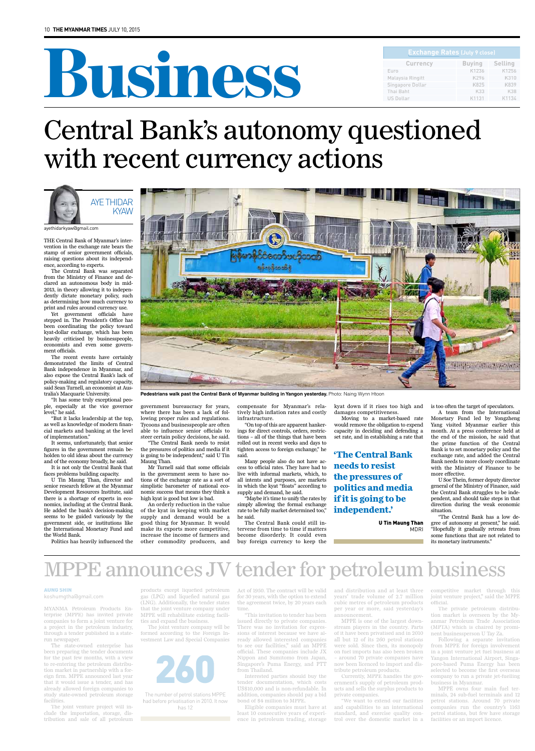# Business

| Exchange Rates (July 9 close) | | |
|---|---|---|
| Currency | Buying | Selling |
| Euro | K1236 | K1256 |
| Malaysia Ringitt | K296 | K310 |
| Singapore Dollar | K825 | K839 |
| Thai Baht | K33 | K38 |
| US Dollar | K1131 | K1134 |

# Central Bank's autonomy questioned with recent currency actions

AYE THIDAR KYAW

ayethidarkyaw@gmail.com

THE Central Bank of Myanmar's intervention in the exchange rate bears the stamp of senior government officials, raising questions about its independence, according to experts.

The Central Bank was separated from the Ministry of Finance and declared an autonomous body in mid-2013, in theory allowing it to independently dictate monetary policy, such as determining how much currency to print and rules around currency use.

Yet government officials have stepped in. The President's Office has been coordinating the policy toward kyat-dollar exchange, which has been heavily criticised by businesspeople, economists and even some government officials.

The recent events have certainly demonstrated the limits of Central Bank independence in Myanmar, and also expose the Central Bank's lack of policy-making and regulatory capacity, said Sean Turnell, an economist at Australia's Macquarie University.

"It has some truly exceptional people, especially at the vice governor level," he said.

"But it lacks leadership at the top, as well as knowledge of modern financial markets and banking at the level of implementation."

It seems, unfortunately, that senior figures in the government remain beholden to old ideas about the currency and of the economy broadly, he said.

It is not only the Central Bank that faces problems building capacity.

U Tin Maung Than, director and senior research fellow at the Myanmar Development Resources Institute, said there is a shortage of experts in economics, including at the Central Bank. He added the bank's decision-making seems to be guided variously by the government side, or institutions like the International Monetary Fund and the World Bank.

Politics has heavily influenced the government bureaucracy for years, where there has been a lack of following proper rules and regulations. Tycoons and businesspeople are often able to influence senior officials to steer certain policy decisions, he said.

"The Central Bank needs to resist the pressures of politics and media if it is going to be independent," said U Tin Maung Than.

Mr Turnell said that some officials in the government seem to have notions of the exchange rate as a sort of simplistic barometer of national economic success that means they think a high kyat is good but low is bad.

An orderly reduction in the value of the kyat in keeping with market supply and demand would be a good thing for Myanmar. It would make its exports more competitive, increase the income of farmers and other commodity producers, and compensate for Myanmar's relatively high inflation rates and costly infrastructure.

"On top of this are apparent hankerings for direct controls, orders, restrictions – all of the things that have been rolled out in recent weeks and days to tighten access to foreign exchange," he said.

Many people also do not have access to official rates. They have had to live with informal markets, which, to all intents and purposes, are markets in which the kyat "floats" according to supply and demand, he said.

"Maybe it's time to unify the rates by simply allowing the formal exchange rate to be fully market determined too," he said.

The Central Bank could still intervene from time to time if matters become disorderly. It could even buy foreign currency to keep the kyat down if it rises too high and damages competitiveness.

Moving to a market-based rate would remove the obligation to expend capacity in deciding and defending a set rate, and in establishing a rate that is too often the target of speculators.

A team from the International Monetary Fund led by Yongzheng Yang visited Myanmar earlier this month. At a press conference held at the end of the mission, he said that the prime function of the Central Bank is to set monetary policy and the exchange rate, and added the Central Bank needs to more closely coordinate with the Ministry of Finance to be more effective.

U Soe Thein, former deputy director general of the Ministry of Finance, said the Central Bank struggles to be independent, and should take steps in that direction during the weak economic situation.

"The Central Bank has a low degree of autonomy at present," he said. "Hopefully it gradually retreats from some functions that are not related to its monetary instruments."

**'The Central Bank needs to resist the pressures of politics and media if it is going to be independent.'**

**U Tin Maung Than**
MDRI

Pedestrians walk past the Central Bank of Myanmar building in Yangon yesterday. Photo: Naing Wynn Htoon

# MPPE announces JV tender for petroleum business

AUNG SHIN

koshumgtha@gmail.com

MYANMA Petroleum Products Enterprise (MPPE) has invited private companies to form a joint venture for a project in the petroleum industry, through a tender published in a state-run newspaper.

The state-owned enterprise has been preparing the tender documents for the past few months, with a view to re-entering the petroleum distribution market in partnership with a foreign firm. MPPE announced last year that it would issue a tender, and has already allowed foreign companies to study state-owned petroleum storage facilities.

The joint venture project will include the importation, storage, distribution and sale of all petroleum products except liquefied petroleum gas (LPG) and liquefied natural gas (LNG). Additionally, the tender states that the joint venture company under MPPE will rehabilitate existing facilities and expand the business.

The joint venture company will be formed according to the Foreign Investment Law and Special Companies Act of 1950. The contract will be valid for 30 years, with the option to extend the agreement twice, by 20 years each time.

"This invitation to tender has been issued directly to private companies. There was no invitation for expressions of interest because we have already allowed interested companies to see our facilities," said an MPPE official. These companies include JX Nippon and Sumitomo from Japan, Singapore's Puma Energy, and PTT from Thailand.

Interested parties should buy the tender documentation, which costs US$10,000 and is non-refundable. In addition, companies should pay a bid bond of $4 million to MPPE.

Eligible companies must have at least 10 consecutive years of experience in petroleum trading, storage and distribution and at least three years' trade volume of 2.7 million cubic metres of petroleum products per year or more, said yesterday's announcement.

MPPE is one of the largest downstream players in the country. Parts of it have been privatised and in 2010 all but 12 of its 260 petrol stations were sold. Since then, its monopoly on fuel imports has also been broken – around 70 private companies have now been licenced to import and distribute petroleum products.

Currently, MPPE handles the government's supply of petroleum products and sells the surplus products to private companies.

"We want to extend our facilities and capabilities to an international standard, and exercise quality control over the domestic market in a competitive market through this joint venture project," said the MPPE official.

The private petroleum distribution market is overseen by the Myanmar Petroleum Trade Association (MPTA) which is chaired by prominent businessperson U Tay Za.

Following a separate invitation from MPPE for foreign involvement in a joint venture jet fuel business at Yangon International Airport, Singapore-based Puma Energy has been selected to become the first overseas company to run a private jet-fuelling business in Myanmar.

MPPE owns four main fuel terminals, 24 sub-fuel terminals and 12 petrol stations. Around 70 private companies run the country's 1163 petrol stations, but few have storage facilities or an import licence.

**260**

The number of petrol stations MPPE had before privatisation in 2010. It now has 12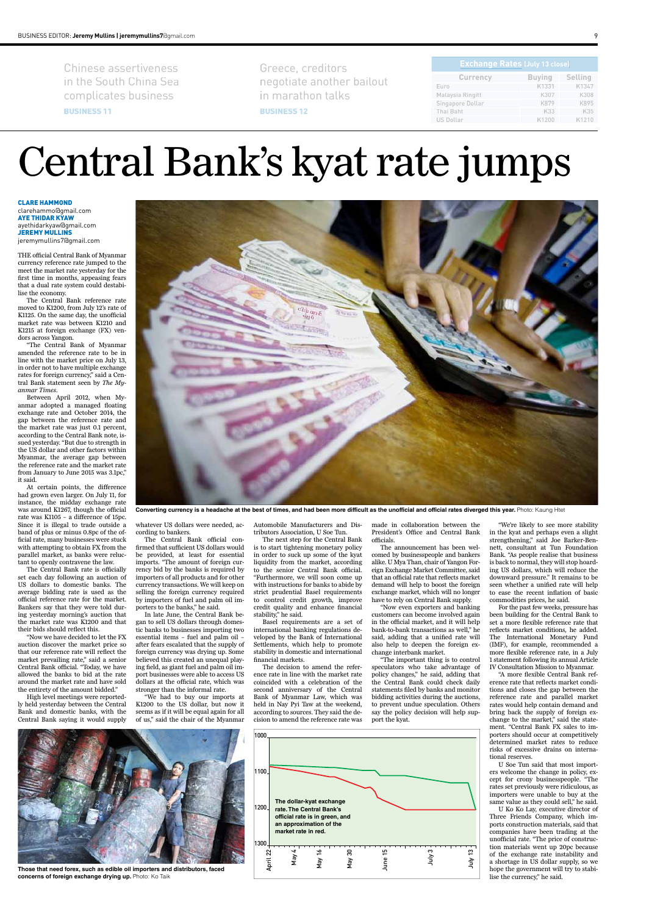Chinese assertiveness in the South China Sea complicates business
**BUSINESS 11**

Greece, creditors negotiate another bailout in marathon talks
**BUSINESS 12**

**Exchange Rates (July 13 close)**

| Currency | Buying | Selling |
|---|---|---|
| Euro | K1331 | K1347 |
| Malaysia Ringitt | K307 | K308 |
| Singapore Dollar | K879 | K895 |
| Thai Baht | K33 | K35 |
| US Dollar | K1200 | K1210 |

# Central Bank's kyat rate jumps

**CLARE HAMMOND**
clarehammo@gmail.com
**AYE THIDAR KYAW**
ayethidarkyaw@gmail.com
**JEREMY MULLINS**
jeremymullins7@gmail.com

THE official Central Bank of Myanmar currency reference rate jumped to the meet the market rate yesterday for the first time in months, appeasing fears that a dual rate system could destabilise the economy.

The Central Bank reference rate moved to K1200, from July 12's rate of K1125. On the same day, the unofficial market rate was between K1210 and K1215 at foreign exchange (FX) vendors across Yangon.

"The Central Bank of Myanmar amended the reference rate to be in line with the market price on July 13, in order not to have multiple exchange rates for foreign currency," said a Central Bank statement seen by *The Myanmar Times*.

Between April 2012, when Myanmar adopted a managed floating exchange rate and October 2014, the gap between the reference rate and the market rate was just 0.1 percent, according to the Central Bank note, issued yesterday. "But due to strength in the US dollar and other factors within Myanmar, the average gap between the reference rate and the market rate from January to June 2015 was 3.1pc," it said.

At certain points, the difference had grown even larger. On July 11, for instance, the midday exchange rate was around K1267, though the official rate was K1105 – a difference of 15pc. Since it is illegal to trade outside a band of plus or minus 0.8pc of the official rate, many businesses were stuck with attempting to obtain FX from the parallel market, as banks were reluctant to openly contravene the law.

The Central Bank rate is officially set each day following an auction of US dollars to domestic banks. The average bidding rate is used as the official reference rate for the market. Bankers say that they were told during yesterday morning's auction that the market rate was K1200 and that their bids should reflect this.

"Now we have decided to let the FX auction discover the market price so that our reference rate will reflect the market prevailing rate," said a senior Central Bank official. "Today, we have allowed the banks to bid at the rate around the market rate and have sold the entirety of the amount bidded."

High level meetings were reportedly held yesterday between the Central Bank and domestic banks, with the Central Bank saying it would supply whatever US dollars were needed, according to bankers.

The Central Bank official confirmed that sufficient US dollars would be provided, at least for essential imports. "The amount of foreign currency bid by the banks is required by importers of all products and for other currency transactions. We will keep on selling the foreign currency required by importers of fuel and palm oil importers to the banks," he said.

In late June, the Central Bank began to sell US dollars through domestic banks to businesses importing two essential items – fuel and palm oil – after fears escalated that the supply of foreign currency was drying up. Some believed this created an unequal playing field, as giant fuel and palm oil import businesses were able to access US dollars at the official rate, which was stronger than the informal rate.

"We had to buy our imports at K1200 to the US dollar, but now it seems as if it will be equal again for all of us," said the chair of the Myanmar Automobile Manufacturers and Distributors Association, U Soe Tun.

The next step for the Central Bank is to start tightening monetary policy in order to suck up some of the kyat liquidity from the market, according to the senior Central Bank official. "Furthermore, we will soon come up with instructions for banks to abide by strict prudential Basel requirements to control credit growth, improve credit quality and enhance financial stability," he said.

Basel requirements are a set of international banking regulations developed by the Bank of International Settlements, which help to promote stability in domestic and international financial markets.

The decision to amend the reference rate in line with the market rate coincided with a celebration of the second anniversary of the Central Bank of Myanmar Law, which was held in Nay Pyi Taw at the weekend, according to sources. They said the decision to amend the reference rate was made in collaboration between the President's Office and Central Bank officials.

The announcement has been welcomed by businesspeople and bankers alike. U Mya Than, chair of Yangon Foreign Exchange Market Committee, said that an official rate that reflects market demand will help to boost the foreign exchange market, which will no longer have to rely on Central Bank supply.

"Now even exporters and banking customers can become involved again in the official market, and it will help bank-to-bank transactions as well," he said, adding that a unified rate will also help to deepen the foreign exchange interbank market.

"The important thing is to control speculators who take advantage of policy changes," he said, adding that the Central Bank could check daily statements filed by banks and monitor bidding activities during the auctions, to prevent undue speculation. Others say the policy decision will help support the kyat.

"We're likely to see more stability in the kyat and perhaps even a slight strengthening," said Joe Barker-Bennett, consultant at Tun Foundation Bank. "As people realise that business is back to normal, they will stop hoarding US dollars, which will reduce the downward pressure." It remains to be seen whether a unified rate will help to ease the recent inflation of basic commodities prices, he said.

For the past few weeks, pressure has been building for the Central Bank to set a more flexible reference rate that reflects market conditions, he added. The International Monetary Fund (IMF), for example, recommended a more flexible reference rate, in a July 1 statement following its annual Article IV Consultation Mission to Myanmar.

"A more flexible Central Bank reference rate that reflects market conditions and closes the gap between the reference rate and parallel market rates would help contain demand and bring back the supply of foreign exchange to the market," said the statement. "Central Bank FX sales to importers should occur at competitively determined market rates to reduce risks of excessive drains on international reserves.

U Soe Tun said that most importers welcome the change in policy, except for crony businesspeople. "The rates set previously were ridiculous, as importers were unable to buy at the same value as they could sell," he said.

U Ko Ko Lay, executive director of Three Friends Company, which imports construction materials, said that companies have been trading at the unofficial rate. "The price of construction materials went up 20pc because of the exchange rate instability and a shortage in US dollar supply, so we hope the government will try to stabilise the currency," he said.

**Converting currency is a headache at the best of times, and had been more difficult as the unofficial and official rates diverged this year.** Photo: Kaung Htet

**Those that need forex, such as edible oil importers and distributors, faced concerns of foreign exchange drying up.** Photo: Ko Taik

1000
1100
1200
1300
April 22
May 4
May 16
May 30
June 15
July 3
July 13
**The dollar-kyat exchange rate. The Central Bank's official rate is in green, and an approximation of the market rate in red.**